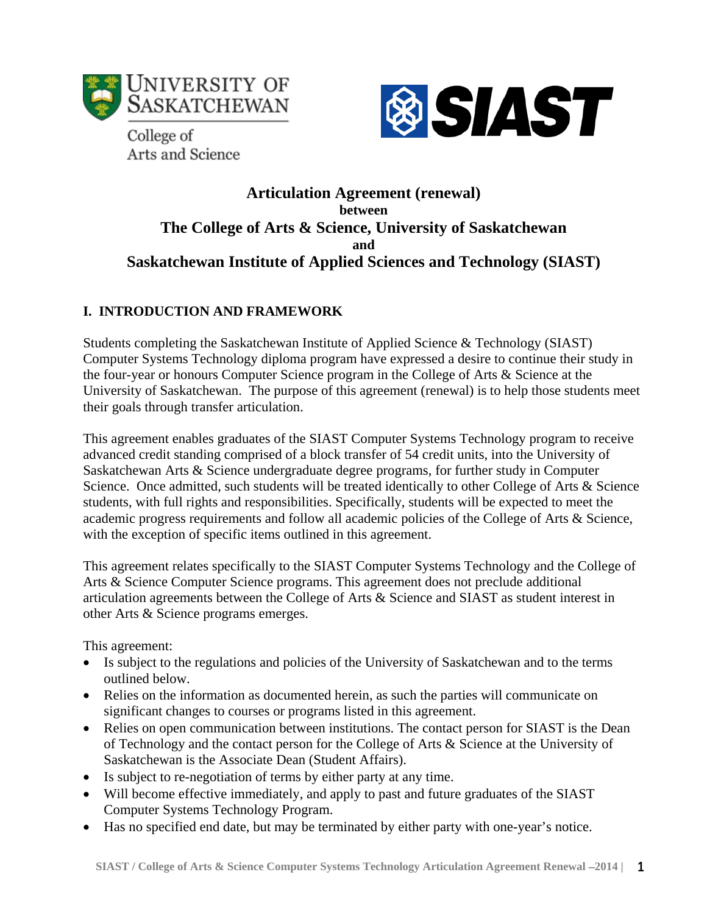University of Saskatchewan
College of Arts and Science

SIAST

# Articulation Agreement (renewal)
**between**
# The College of Arts & Science, University of Saskatchewan
**and**
# Saskatchewan Institute of Applied Sciences and Technology (SIAST)

## I. INTRODUCTION AND FRAMEWORK

Students completing the Saskatchewan Institute of Applied Science & Technology (SIAST) Computer Systems Technology diploma program have expressed a desire to continue their study in the four-year or honours Computer Science program in the College of Arts & Science at the University of Saskatchewan. The purpose of this agreement (renewal) is to help those students meet their goals through transfer articulation.

This agreement enables graduates of the SIAST Computer Systems Technology program to receive advanced credit standing comprised of a block transfer of 54 credit units, into the University of Saskatchewan Arts & Science undergraduate degree programs, for further study in Computer Science. Once admitted, such students will be treated identically to other College of Arts & Science students, with full rights and responsibilities. Specifically, students will be expected to meet the academic progress requirements and follow all academic policies of the College of Arts & Science, with the exception of specific items outlined in this agreement.

This agreement relates specifically to the SIAST Computer Systems Technology and the College of Arts & Science Computer Science programs. This agreement does not preclude additional articulation agreements between the College of Arts & Science and SIAST as student interest in other Arts & Science programs emerges.

This agreement:

- Is subject to the regulations and policies of the University of Saskatchewan and to the terms outlined below.
- Relies on the information as documented herein, as such the parties will communicate on significant changes to courses or programs listed in this agreement.
- Relies on open communication between institutions. The contact person for SIAST is the Dean of Technology and the contact person for the College of Arts & Science at the University of Saskatchewan is the Associate Dean (Student Affairs).
- Is subject to re-negotiation of terms by either party at any time.
- Will become effective immediately, and apply to past and future graduates of the SIAST Computer Systems Technology Program.
- Has no specified end date, but may be terminated by either party with one-year's notice.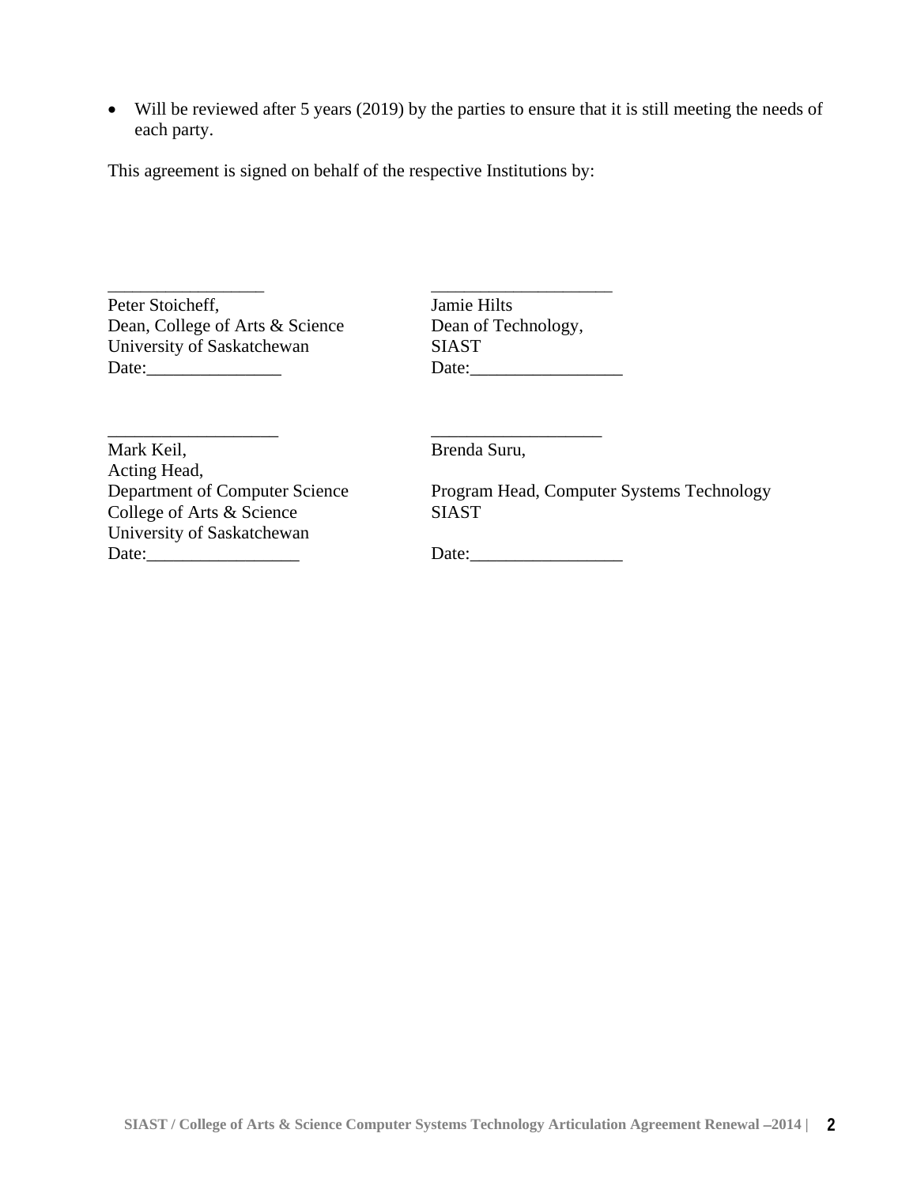- Will be reviewed after 5 years (2019) by the parties to ensure that it is still meeting the needs of each party.

This agreement is signed on behalf of the respective Institutions by:

_________________
Peter Stoicheff,
Dean, College of Arts & Science
University of Saskatchewan
Date:_______________

____________________
Jamie Hilts
Dean of Technology,
SIAST
Date:_________________

___________________
Mark Keil,
Acting Head,
Department of Computer Science
College of Arts & Science
University of Saskatchewan
Date:_________________

___________________
Brenda Suru,

Program Head, Computer Systems Technology
SIAST

Date:_________________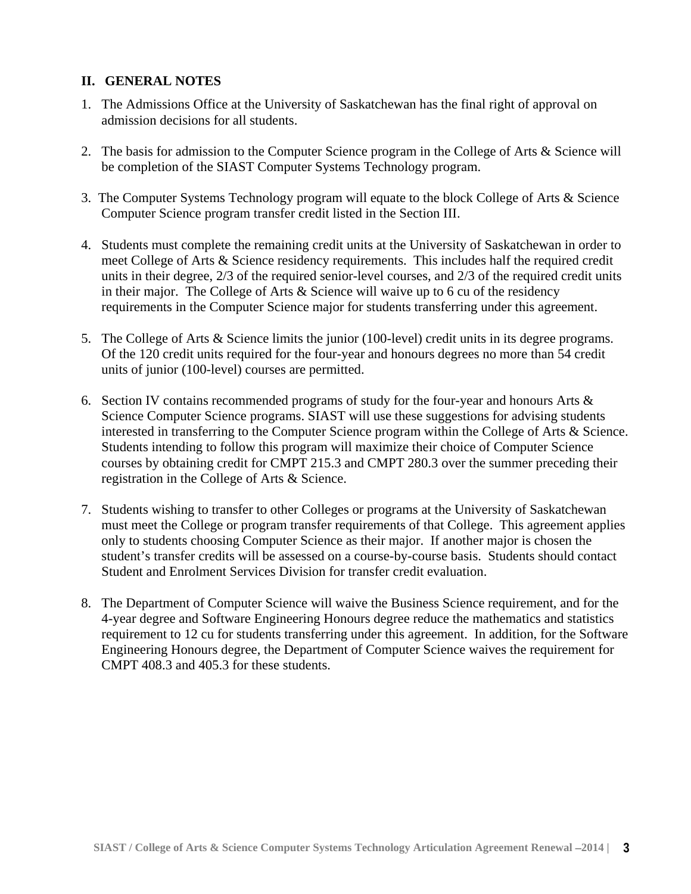## II. GENERAL NOTES

1. The Admissions Office at the University of Saskatchewan has the final right of approval on admission decisions for all students.

2. The basis for admission to the Computer Science program in the College of Arts & Science will be completion of the SIAST Computer Systems Technology program.

3. The Computer Systems Technology program will equate to the block College of Arts & Science Computer Science program transfer credit listed in the Section III.

4. Students must complete the remaining credit units at the University of Saskatchewan in order to meet College of Arts & Science residency requirements. This includes half the required credit units in their degree, 2/3 of the required senior-level courses, and 2/3 of the required credit units in their major. The College of Arts & Science will waive up to 6 cu of the residency requirements in the Computer Science major for students transferring under this agreement.

5. The College of Arts & Science limits the junior (100-level) credit units in its degree programs. Of the 120 credit units required for the four-year and honours degrees no more than 54 credit units of junior (100-level) courses are permitted.

6. Section IV contains recommended programs of study for the four-year and honours Arts & Science Computer Science programs. SIAST will use these suggestions for advising students interested in transferring to the Computer Science program within the College of Arts & Science. Students intending to follow this program will maximize their choice of Computer Science courses by obtaining credit for CMPT 215.3 and CMPT 280.3 over the summer preceding their registration in the College of Arts & Science.

7. Students wishing to transfer to other Colleges or programs at the University of Saskatchewan must meet the College or program transfer requirements of that College. This agreement applies only to students choosing Computer Science as their major. If another major is chosen the student's transfer credits will be assessed on a course-by-course basis. Students should contact Student and Enrolment Services Division for transfer credit evaluation.

8. The Department of Computer Science will waive the Business Science requirement, and for the 4-year degree and Software Engineering Honours degree reduce the mathematics and statistics requirement to 12 cu for students transferring under this agreement. In addition, for the Software Engineering Honours degree, the Department of Computer Science waives the requirement for CMPT 408.3 and 405.3 for these students.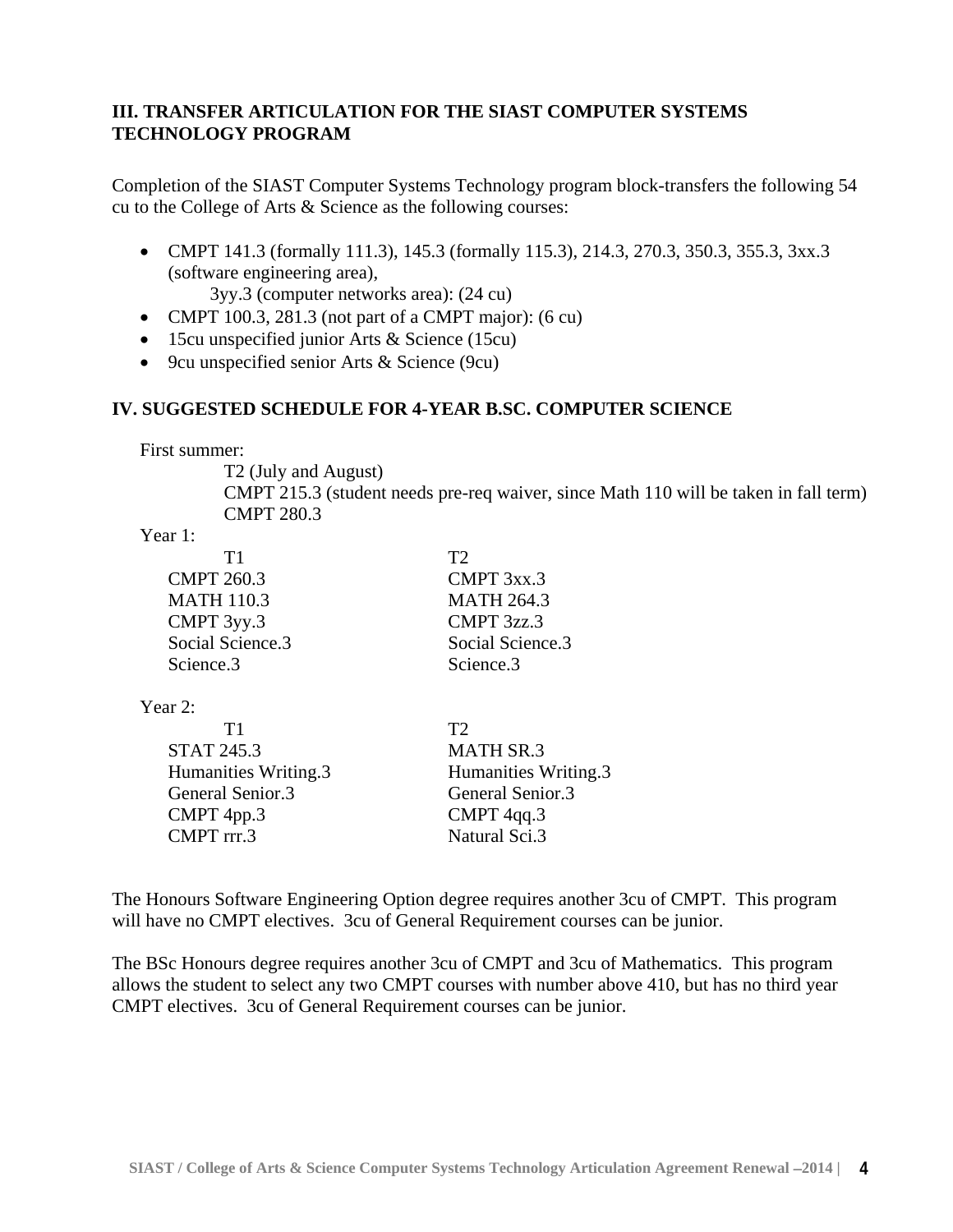### III. TRANSFER ARTICULATION FOR THE SIAST COMPUTER SYSTEMS TECHNOLOGY PROGRAM

Completion of the SIAST Computer Systems Technology program block-transfers the following 54 cu to the College of Arts & Science as the following courses:

- CMPT 141.3 (formally 111.3), 145.3 (formally 115.3), 214.3, 270.3, 350.3, 355.3, 3xx.3 (software engineering area),
  3yy.3 (computer networks area): (24 cu)
- CMPT 100.3, 281.3 (not part of a CMPT major): (6 cu)
- 15cu unspecified junior Arts & Science (15cu)
- 9cu unspecified senior Arts & Science (9cu)

### IV. SUGGESTED SCHEDULE FOR 4-YEAR B.SC. COMPUTER SCIENCE

First summer:

T2 (July and August)
CMPT 215.3 (student needs pre-req waiver, since Math 110 will be taken in fall term)
CMPT 280.3

Year 1:

| T1 | T2 |
|---|---|
| CMPT 260.3 | CMPT 3xx.3 |
| MATH 110.3 | MATH 264.3 |
| CMPT 3yy.3 | CMPT 3zz.3 |
| Social Science.3 | Social Science.3 |
| Science.3 | Science.3 |

Year 2:

| T1 | T2 |
|---|---|
| STAT 245.3 | MATH SR.3 |
| Humanities Writing.3 | Humanities Writing.3 |
| General Senior.3 | General Senior.3 |
| CMPT 4pp.3 | CMPT 4qq.3 |
| CMPT rrr.3 | Natural Sci.3 |

The Honours Software Engineering Option degree requires another 3cu of CMPT. This program will have no CMPT electives. 3cu of General Requirement courses can be junior.

The BSc Honours degree requires another 3cu of CMPT and 3cu of Mathematics. This program allows the student to select any two CMPT courses with number above 410, but has no third year CMPT electives. 3cu of General Requirement courses can be junior.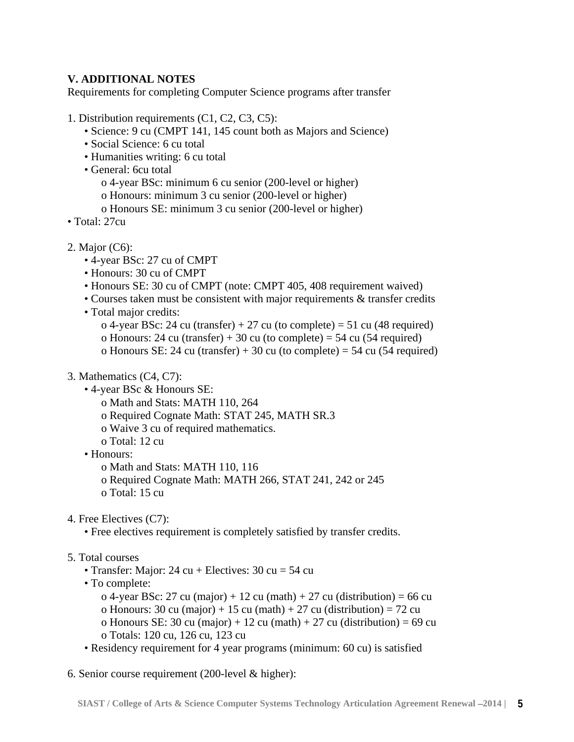## V. ADDITIONAL NOTES

Requirements for completing Computer Science programs after transfer

1. Distribution requirements (C1, C2, C3, C5):
    - Science: 9 cu (CMPT 141, 145 count both as Majors and Science)
    - Social Science: 6 cu total
    - Humanities writing: 6 cu total
    - General: 6cu total
        - 4-year BSc: minimum 6 cu senior (200-level or higher)
        - Honours: minimum 3 cu senior (200-level or higher)
        - Honours SE: minimum 3 cu senior (200-level or higher)
- Total: 27cu

2. Major (C6):
    - 4-year BSc: 27 cu of CMPT
    - Honours: 30 cu of CMPT
    - Honours SE: 30 cu of CMPT (note: CMPT 405, 408 requirement waived)
    - Courses taken must be consistent with major requirements & transfer credits
    - Total major credits:
        - 4-year BSc: 24 cu (transfer) + 27 cu (to complete) = 51 cu (48 required)
        - Honours: 24 cu (transfer) + 30 cu (to complete) = 54 cu (54 required)
        - Honours SE: 24 cu (transfer) + 30 cu (to complete) = 54 cu (54 required)

3. Mathematics (C4, C7):
    - 4-year BSc & Honours SE:
        - Math and Stats: MATH 110, 264
        - Required Cognate Math: STAT 245, MATH SR.3
        - Waive 3 cu of required mathematics.
        - Total: 12 cu
    - Honours:
        - Math and Stats: MATH 110, 116
        - Required Cognate Math: MATH 266, STAT 241, 242 or 245
        - Total: 15 cu

4. Free Electives (C7):
    - Free electives requirement is completely satisfied by transfer credits.

5. Total courses
    - Transfer: Major: 24 cu + Electives: 30 cu = 54 cu
    - To complete:
        - 4-year BSc: 27 cu (major) + 12 cu (math) + 27 cu (distribution) = 66 cu
        - Honours: 30 cu (major) + 15 cu (math) + 27 cu (distribution) = 72 cu
        - Honours SE: 30 cu (major) + 12 cu (math) + 27 cu (distribution) = 69 cu
        - Totals: 120 cu, 126 cu, 123 cu
    - Residency requirement for 4 year programs (minimum: 60 cu) is satisfied

6. Senior course requirement (200-level & higher):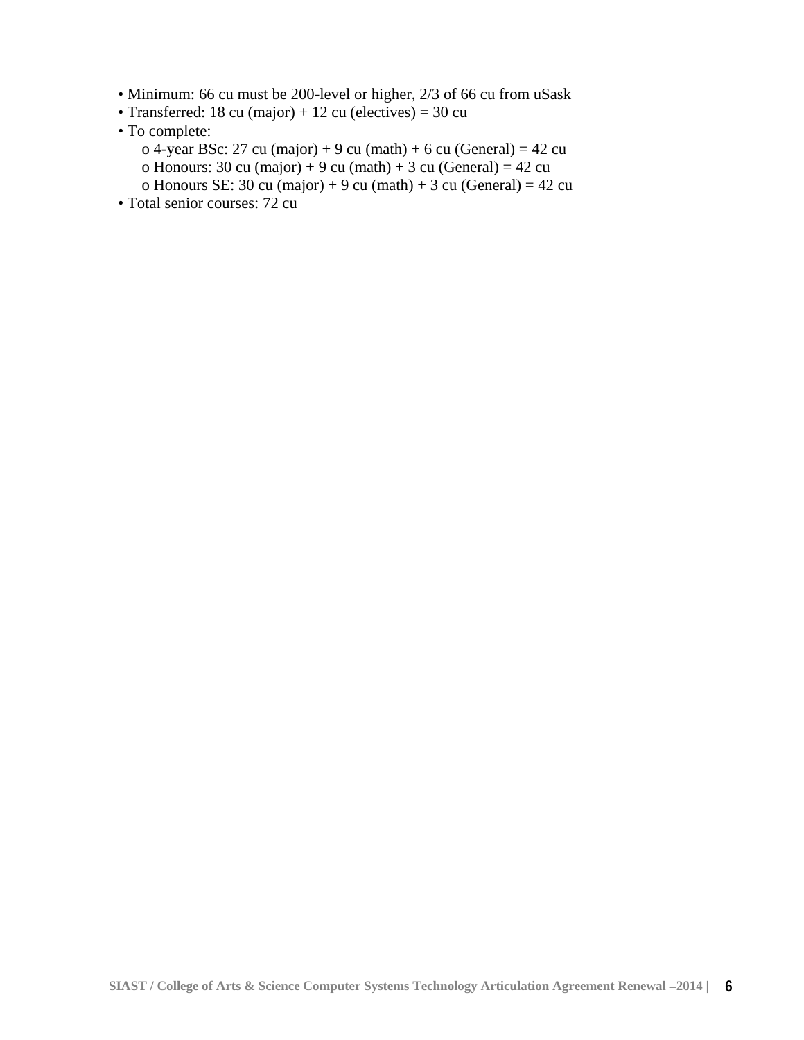- Minimum: 66 cu must be 200-level or higher, 2/3 of 66 cu from uSask
- Transferred: 18 cu (major) + 12 cu (electives) = 30 cu
- To complete:
  - 4-year BSc: 27 cu (major) + 9 cu (math) + 6 cu (General) = 42 cu
  - Honours: 30 cu (major) + 9 cu (math) + 3 cu (General) = 42 cu
  - Honours SE: 30 cu (major) + 9 cu (math) + 3 cu (General) = 42 cu
- Total senior courses: 72 cu